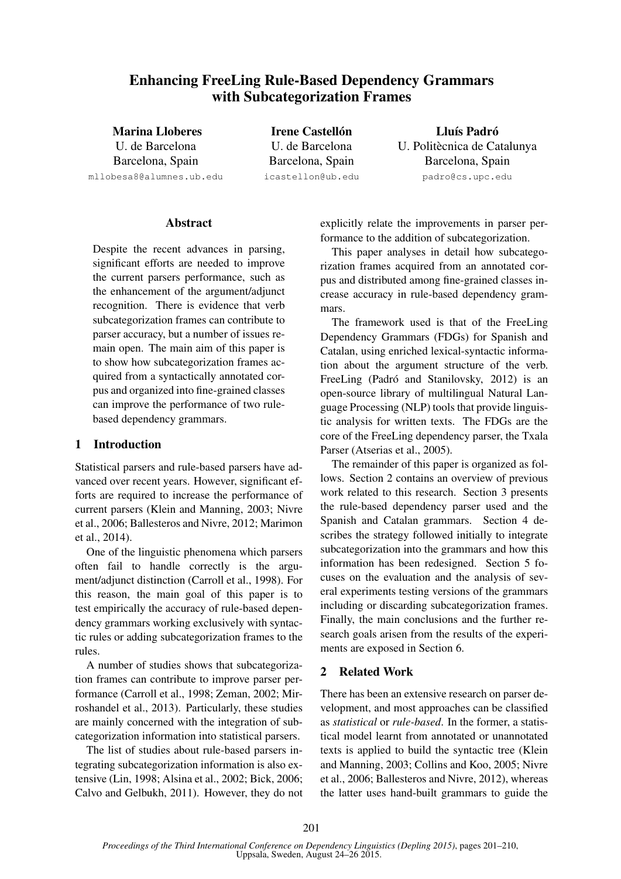# Enhancing FreeLing Rule-Based Dependency Grammars with Subcategorization Frames

**Marina Lloberes**
U. de Barcelona
Barcelona, Spain
mllobesa8@alumnes.ub.edu

**Irene Castellón**
U. de Barcelona
Barcelona, Spain
icastellon@ub.edu

**Lluís Padró**
U. Politècnica de Catalunya
Barcelona, Spain
padro@cs.upc.edu

## Abstract

Despite the recent advances in parsing, significant efforts are needed to improve the current parsers performance, such as the enhancement of the argument/adjunct recognition. There is evidence that verb subcategorization frames can contribute to parser accuracy, but a number of issues remain open. The main aim of this paper is to show how subcategorization frames acquired from a syntactically annotated corpus and organized into fine-grained classes can improve the performance of two rule-based dependency grammars.

## 1 Introduction

Statistical parsers and rule-based parsers have advanced over recent years. However, significant efforts are required to increase the performance of current parsers (Klein and Manning, 2003; Nivre et al., 2006; Ballesteros and Nivre, 2012; Marimon et al., 2014).

One of the linguistic phenomena which parsers often fail to handle correctly is the argument/adjunct distinction (Carroll et al., 1998). For this reason, the main goal of this paper is to test empirically the accuracy of rule-based dependency grammars working exclusively with syntactic rules or adding subcategorization frames to the rules.

A number of studies shows that subcategorization frames can contribute to improve parser performance (Carroll et al., 1998; Zeman, 2002; Mirroshandel et al., 2013). Particularly, these studies are mainly concerned with the integration of subcategorization information into statistical parsers.

The list of studies about rule-based parsers integrating subcategorization information is also extensive (Lin, 1998; Alsina et al., 2002; Bick, 2006; Calvo and Gelbukh, 2011). However, they do not explicitly relate the improvements in parser performance to the addition of subcategorization.

This paper analyses in detail how subcategorization frames acquired from an annotated corpus and distributed among fine-grained classes increase accuracy in rule-based dependency grammars.

The framework used is that of the FreeLing Dependency Grammars (FDGs) for Spanish and Catalan, using enriched lexical-syntactic information about the argument structure of the verb. FreeLing (Padró and Stanilovsky, 2012) is an open-source library of multilingual Natural Language Processing (NLP) tools that provide linguistic analysis for written texts. The FDGs are the core of the FreeLing dependency parser, the Txala Parser (Atserias et al., 2005).

The remainder of this paper is organized as follows. Section 2 contains an overview of previous work related to this research. Section 3 presents the rule-based dependency parser used and the Spanish and Catalan grammars. Section 4 describes the strategy followed initially to integrate subcategorization into the grammars and how this information has been redesigned. Section 5 focuses on the evaluation and the analysis of several experiments testing versions of the grammars including or discarding subcategorization frames. Finally, the main conclusions and the further research goals arisen from the results of the experiments are exposed in Section 6.

## 2 Related Work

There has been an extensive research on parser development, and most approaches can be classified as *statistical* or *rule-based*. In the former, a statistical model learnt from annotated or unannotated texts is applied to build the syntactic tree (Klein and Manning, 2003; Collins and Koo, 2005; Nivre et al., 2006; Ballesteros and Nivre, 2012), whereas the latter uses hand-built grammars to guide the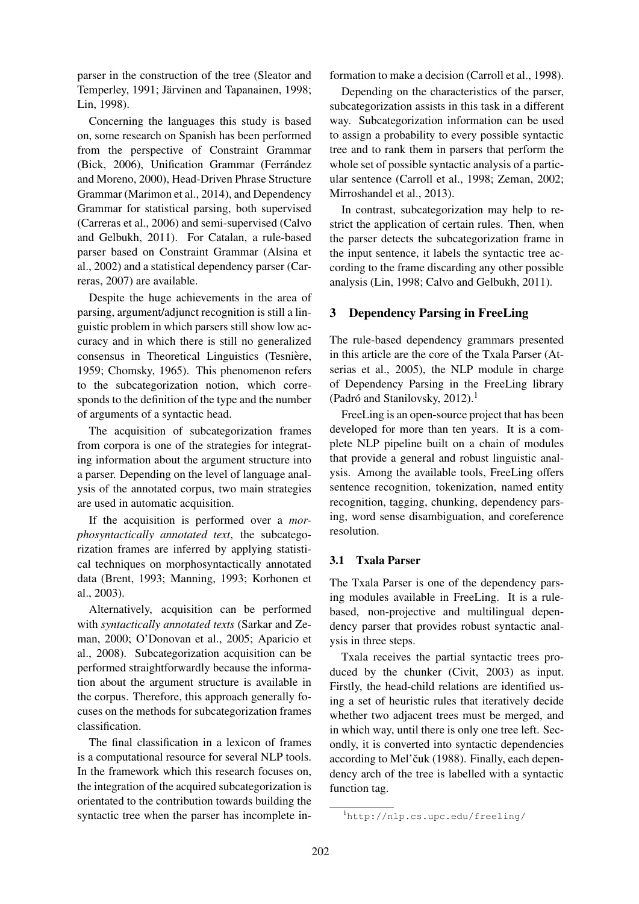parser in the construction of the tree (Sleator and Temperley, 1991; Järvinen and Tapanainen, 1998; Lin, 1998).

Concerning the languages this study is based on, some research on Spanish has been performed from the perspective of Constraint Grammar (Bick, 2006), Unification Grammar (Ferrández and Moreno, 2000), Head-Driven Phrase Structure Grammar (Marimon et al., 2014), and Dependency Grammar for statistical parsing, both supervised (Carreras et al., 2006) and semi-supervised (Calvo and Gelbukh, 2011). For Catalan, a rule-based parser based on Constraint Grammar (Alsina et al., 2002) and a statistical dependency parser (Carreras, 2007) are available.

Despite the huge achievements in the area of parsing, argument/adjunct recognition is still a linguistic problem in which parsers still show low accuracy and in which there is still no generalized consensus in Theoretical Linguistics (Tesnière, 1959; Chomsky, 1965). This phenomenon refers to the subcategorization notion, which corresponds to the definition of the type and the number of arguments of a syntactic head.

The acquisition of subcategorization frames from corpora is one of the strategies for integrating information about the argument structure into a parser. Depending on the level of language analysis of the annotated corpus, two main strategies are used in automatic acquisition.

If the acquisition is performed over a *morphosyntactically annotated text*, the subcategorization frames are inferred by applying statistical techniques on morphosyntactically annotated data (Brent, 1993; Manning, 1993; Korhonen et al., 2003).

Alternatively, acquisition can be performed with *syntactically annotated texts* (Sarkar and Zeman, 2000; O'Donovan et al., 2005; Aparicio et al., 2008). Subcategorization acquisition can be performed straightforwardly because the information about the argument structure is available in the corpus. Therefore, this approach generally focuses on the methods for subcategorization frames classification.

The final classification in a lexicon of frames is a computational resource for several NLP tools. In the framework which this research focuses on, the integration of the acquired subcategorization is orientated to the contribution towards building the syntactic tree when the parser has incomplete information to make a decision (Carroll et al., 1998).

Depending on the characteristics of the parser, subcategorization assists in this task in a different way. Subcategorization information can be used to assign a probability to every possible syntactic tree and to rank them in parsers that perform the whole set of possible syntactic analysis of a particular sentence (Carroll et al., 1998; Zeman, 2002; Mirroshandel et al., 2013).

In contrast, subcategorization may help to restrict the application of certain rules. Then, when the parser detects the subcategorization frame in the input sentence, it labels the syntactic tree according to the frame discarding any other possible analysis (Lin, 1998; Calvo and Gelbukh, 2011).

## 3 Dependency Parsing in FreeLing

The rule-based dependency grammars presented in this article are the core of the Txala Parser (Atserias et al., 2005), the NLP module in charge of Dependency Parsing in the FreeLing library (Padró and Stanilovsky, 2012).[1]

FreeLing is an open-source project that has been developed for more than ten years. It is a complete NLP pipeline built on a chain of modules that provide a general and robust linguistic analysis. Among the available tools, FreeLing offers sentence recognition, tokenization, named entity recognition, tagging, chunking, dependency parsing, word sense disambiguation, and coreference resolution.

### 3.1 Txala Parser

The Txala Parser is one of the dependency parsing modules available in FreeLing. It is a rule-based, non-projective and multilingual dependency parser that provides robust syntactic analysis in three steps.

Txala receives the partial syntactic trees produced by the chunker (Civit, 2003) as input. Firstly, the head-child relations are identified using a set of heuristic rules that iteratively decide whether two adjacent trees must be merged, and in which way, until there is only one tree left. Secondly, it is converted into syntactic dependencies according to Mel'čuk (1988). Finally, each dependency arch of the tree is labelled with a syntactic function tag.

[1] http://nlp.cs.upc.edu/freeling/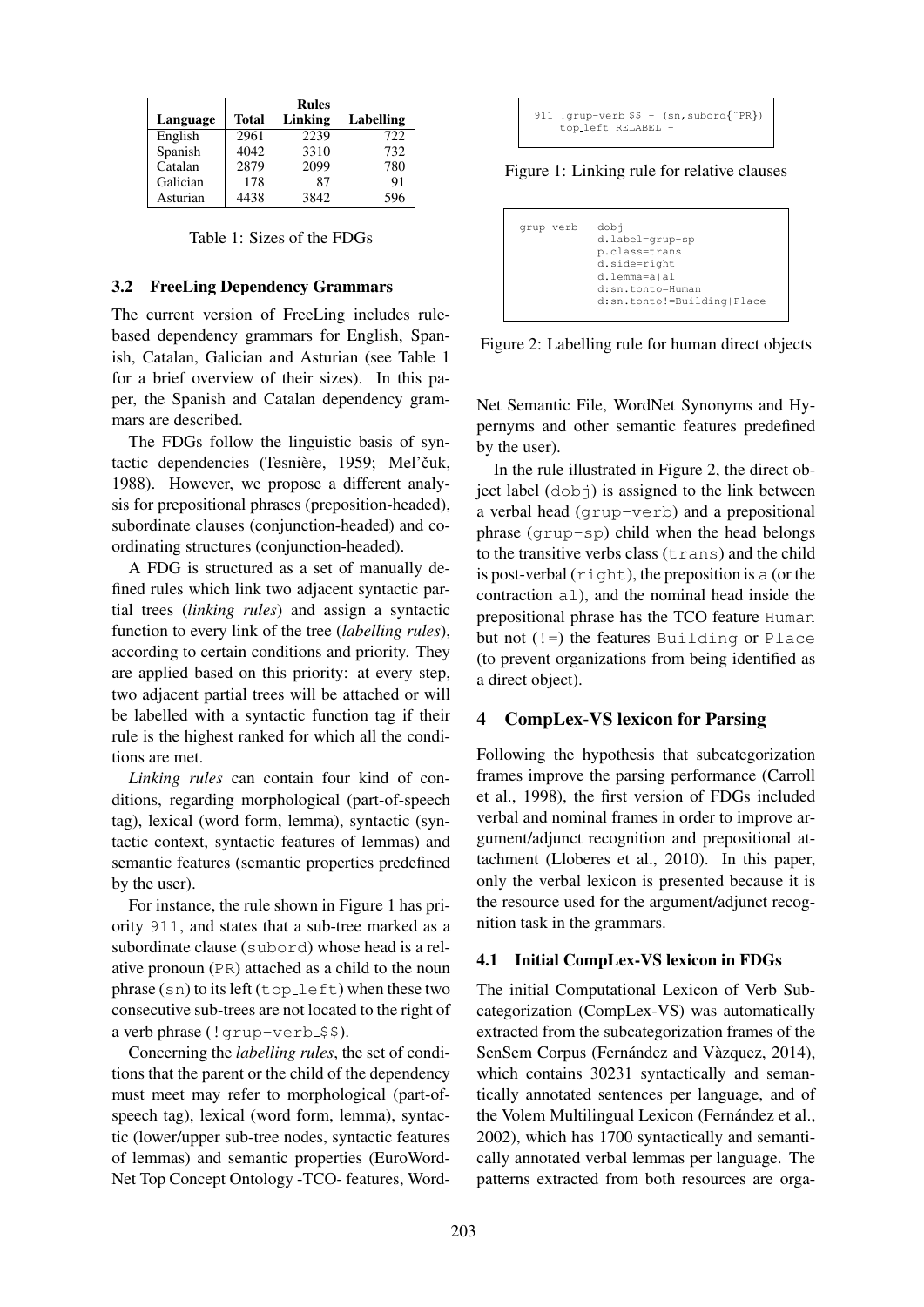| Language | Rules | | |
|---|---|---|---|
| | Total | Linking | Labelling |
| English | 2961 | 2239 | 722 |
| Spanish | 4042 | 3310 | 732 |
| Catalan | 2879 | 2099 | 780 |
| Galician | 178 | 87 | 91 |
| Asturian | 4438 | 3842 | 596 |

Table 1: Sizes of the FDGs

### 3.2 FreeLing Dependency Grammars

The current version of FreeLing includes rule-based dependency grammars for English, Spanish, Catalan, Galician and Asturian (see Table 1 for a brief overview of their sizes). In this paper, the Spanish and Catalan dependency grammars are described.

The FDGs follow the linguistic basis of syntactic dependencies (Tesnière, 1959; Mel'čuk, 1988). However, we propose a different analysis for prepositional phrases (preposition-headed), subordinate clauses (conjunction-headed) and coordinating structures (conjunction-headed).

A FDG is structured as a set of manually defined rules which link two adjacent syntactic partial trees (*linking rules*) and assign a syntactic function to every link of the tree (*labelling rules*), according to certain conditions and priority. They are applied based on this priority: at every step, two adjacent partial trees will be attached or will be labelled with a syntactic function tag if their rule is the highest ranked for which all the conditions are met.

*Linking rules* can contain four kind of conditions, regarding morphological (part-of-speech tag), lexical (word form, lemma), syntactic (syntactic context, syntactic features of lemmas) and semantic features (semantic properties predefined by the user).

For instance, the rule shown in Figure 1 has priority `911`, and states that a sub-tree marked as a subordinate clause (`subord`) whose head is a relative pronoun (`PR`) attached as a child to the noun phrase (`sn`) to its left (`top_left`) when these two consecutive sub-trees are not located to the right of a verb phrase (`!grup-verb_$$`).

Concerning the *labelling rules*, the set of conditions that the parent or the child of the dependency must meet may refer to morphological (part-of-speech tag), lexical (word form, lemma), syntactic (lower/upper sub-tree nodes, syntactic features of lemmas) and semantic properties (EuroWordNet Top Concept Ontology -TCO- features, WordNet Semantic File, WordNet Synonyms and Hypernyms and other semantic features predefined by the user).

```
911 !grup-verb_$$ - (sn,subord{^PR})
    top_left RELABEL -
```

Figure 1: Linking rule for relative clauses

```
grup-verb   dobj
            d.label=grup-sp
            p.class=trans
            d.side=right
            d.lemma=a|al
            d:sn.tonto=Human
            d:sn.tonto!=Building|Place
```

Figure 2: Labelling rule for human direct objects

In the rule illustrated in Figure 2, the direct object label (`dobj`) is assigned to the link between a verbal head (`grup-verb`) and a prepositional phrase (`grup-sp`) child when the head belongs to the transitive verbs class (`trans`) and the child is post-verbal (`right`), the preposition is `a` (or the contraction `al`), and the nominal head inside the prepositional phrase has the TCO feature `Human` but not (`!=`) the features `Building` or `Place` (to prevent organizations from being identified as a direct object).

## 4 CompLex-VS lexicon for Parsing

Following the hypothesis that subcategorization frames improve the parsing performance (Carroll et al., 1998), the first version of FDGs included verbal and nominal frames in order to improve argument/adjunct recognition and prepositional attachment (Lloberes et al., 2010). In this paper, only the verbal lexicon is presented because it is the resource used for the argument/adjunct recognition task in the grammars.

### 4.1 Initial CompLex-VS lexicon in FDGs

The initial Computational Lexicon of Verb Subcategorization (CompLex-VS) was automatically extracted from the subcategorization frames of the SenSem Corpus (Fernández and Vàzquez, 2014), which contains 30231 syntactically and semantically annotated sentences per language, and of the Volem Multilingual Lexicon (Fernández et al., 2002), which has 1700 syntactically and semantically annotated verbal lemmas per language. The patterns extracted from both resources are orga-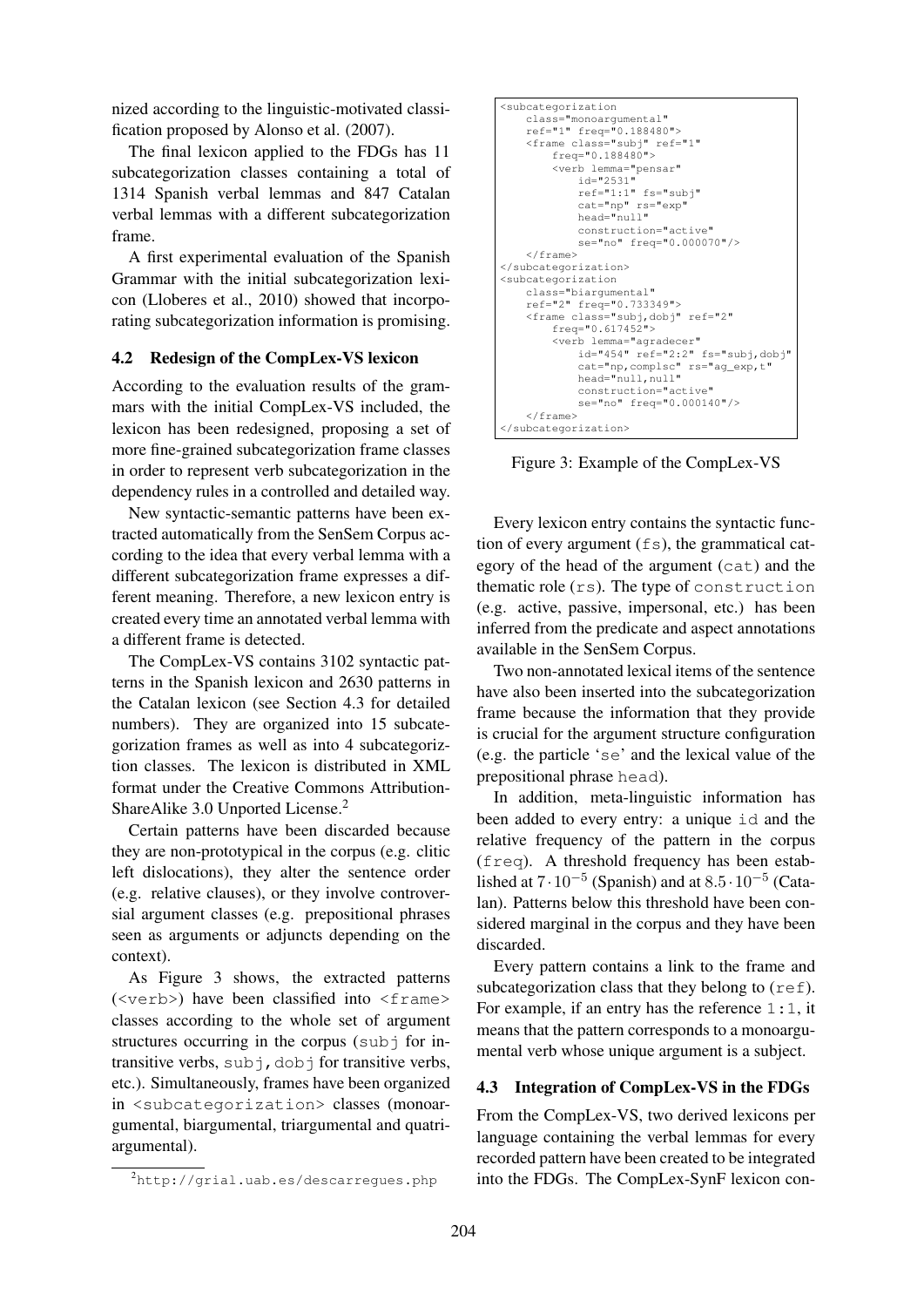nized according to the linguistic-motivated classification proposed by Alonso et al. (2007).

The final lexicon applied to the FDGs has 11 subcategorization classes containing a total of 1314 Spanish verbal lemmas and 847 Catalan verbal lemmas with a different subcategorization frame.

A first experimental evaluation of the Spanish Grammar with the initial subcategorization lexicon (Lloberes et al., 2010) showed that incorporating subcategorization information is promising.

### 4.2 Redesign of the CompLex-VS lexicon

According to the evaluation results of the grammars with the initial CompLex-VS included, the lexicon has been redesigned, proposing a set of more fine-grained subcategorization frame classes in order to represent verb subcategorization in the dependency rules in a controlled and detailed way.

New syntactic-semantic patterns have been extracted automatically from the SenSem Corpus according to the idea that every verbal lemma with a different subcategorization frame expresses a different meaning. Therefore, a new lexicon entry is created every time an annotated verbal lemma with a different frame is detected.

The CompLex-VS contains 3102 syntactic patterns in the Spanish lexicon and 2630 patterns in the Catalan lexicon (see Section 4.3 for detailed numbers). They are organized into 15 subcategorization frames as well as into 4 subcategoriztion classes. The lexicon is distributed in XML format under the Creative Commons Attribution-ShareAlike 3.0 Unported License.[2]

Certain patterns have been discarded because they are non-prototypical in the corpus (e.g. clitic left dislocations), they alter the sentence order (e.g. relative clauses), or they involve controversial argument classes (e.g. prepositional phrases seen as arguments or adjuncts depending on the context).

As Figure 3 shows, the extracted patterns (`<verb>`) have been classified into `<frame>` classes according to the whole set of argument structures occurring in the corpus (`subj` for intransitive verbs, `subj,dobj` for transitive verbs, etc.). Simultaneously, frames have been organized in `<subcategorization>` classes (monoargumental, biargumental, triargumental and quatriargumental).

```
<subcategorization
    class="monoargumental"
    ref="1" freq="0.188480">
    <frame class="subj" ref="1"
        freq="0.188480">
        <verb lemma="pensar"
            id="2531"
            ref="1:1" fs="subj"
            cat="np" rs="exp"
            head="null"
            construction="active"
            se="no" freq="0.000070"/>
    </frame>
</subcategorization>
<subcategorization
    class="biargumental"
    ref="2" freq="0.733349">
    <frame class="subj,dobj" ref="2"
        freq="0.617452">
        <verb lemma="agradecer"
            id="454" ref="2:2" fs="subj,dobj"
            cat="np,complsc" rs="ag_exp,t"
            head="null,null"
            construction="active"
            se="no" freq="0.000140"/>
    </frame>
</subcategorization>
```

Figure 3: Example of the CompLex-VS

Every lexicon entry contains the syntactic function of every argument (`fs`), the grammatical category of the head of the argument (`cat`) and the thematic role (`rs`). The type of `construction` (e.g. active, passive, impersonal, etc.) has been inferred from the predicate and aspect annotations available in the SenSem Corpus.

Two non-annotated lexical items of the sentence have also been inserted into the subcategorization frame because the information that they provide is crucial for the argument structure configuration (e.g. the particle '`se`' and the lexical value of the prepositional phrase `head`).

In addition, meta-linguistic information has been added to every entry: a unique `id` and the relative frequency of the pattern in the corpus (`freq`). A threshold frequency has been established at $7 \cdot 10^{-5}$ (Spanish) and at $8.5 \cdot 10^{-5}$ (Catalan). Patterns below this threshold have been considered marginal in the corpus and they have been discarded.

Every pattern contains a link to the frame and subcategorization class that they belong to (`ref`). For example, if an entry has the reference `1:1`, it means that the pattern corresponds to a monoargumental verb whose unique argument is a subject.

### 4.3 Integration of CompLex-VS in the FDGs

From the CompLex-VS, two derived lexicons per language containing the verbal lemmas for every recorded pattern have been created to be integrated into the FDGs. The CompLex-SynF lexicon con-

[2] http://grial.uab.es/descarregues.php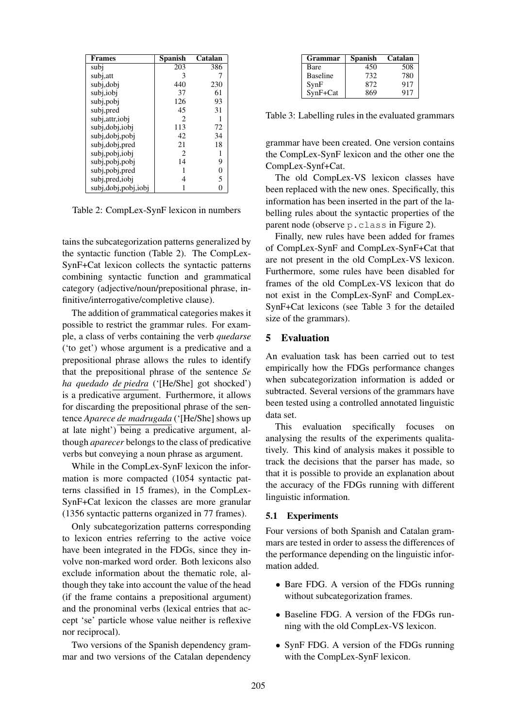| Frames | Spanish | Catalan |
| --- | --- | --- |
| subj | 203 | 386 |
| subj,att | 3 | 7 |
| subj,dobj | 440 | 230 |
| subj,iobj | 37 | 61 |
| subj,pobj | 126 | 93 |
| subj,pred | 45 | 31 |
| subj,attr,iobj | 2 | 1 |
| subj,dobj,iobj | 113 | 72 |
| subj,dobj,pobj | 42 | 34 |
| subj,dobj,pred | 21 | 18 |
| subj,pobj,iobj | 2 | 1 |
| subj,pobj,pobj | 14 | 9 |
| subj,pobj,pred | 1 | 0 |
| subj,pred,iobj | 4 | 5 |
| subj,dobj,pobj,iobj | 1 | 0 |

Table 2: CompLex-SynF lexicon in numbers

tains the subcategorization patterns generalized by the syntactic function (Table 2). The CompLex-SynF+Cat lexicon collects the syntactic patterns combining syntactic function and grammatical category (adjective/noun/prepositional phrase, infinitive/interrogative/completive clause).

The addition of grammatical categories makes it possible to restrict the grammar rules. For example, a class of verbs containing the verb *quedarse* ('to get') whose argument is a predicative and a prepositional phrase allows the rules to identify that the prepositional phrase of the sentence *Se ha quedado de piedra* ('[He/She] got shocked') is a predicative argument. Furthermore, it allows for discarding the prepositional phrase of the sentence *Aparece de madrugada* ('[He/She] shows up at late night') being a predicative argument, although *aparecer* belongs to the class of predicative verbs but conveying a noun phrase as argument.

While in the CompLex-SynF lexicon the information is more compacted (1054 syntactic patterns classified in 15 frames), in the CompLex-SynF+Cat lexicon the classes are more granular (1356 syntactic patterns organized in 77 frames).

Only subcategorization patterns corresponding to lexicon entries referring to the active voice have been integrated in the FDGs, since they involve non-marked word order. Both lexicons also exclude information about the thematic role, although they take into account the value of the head (if the frame contains a prepositional argument) and the pronominal verbs (lexical entries that accept 'se' particle whose value neither is reflexive nor reciprocal).

Two versions of the Spanish dependency grammar and two versions of the Catalan dependency grammar have been created. One version contains the CompLex-SynF lexicon and the other one the CompLex-Synf+Cat.

| Grammar | Spanish | Catalan |
| --- | --- | --- |
| Bare | 450 | 508 |
| Baseline | 732 | 780 |
| SynF | 872 | 917 |
| SynF+Cat | 869 | 917 |

Table 3: Labelling rules in the evaluated grammars

The old CompLex-VS lexicon classes have been replaced with the new ones. Specifically, this information has been inserted in the part of the labelling rules about the syntactic properties of the parent node (observe `p.class` in Figure 2).

Finally, new rules have been added for frames of CompLex-SynF and CompLex-SynF+Cat that are not present in the old CompLex-VS lexicon. Furthermore, some rules have been disabled for frames of the old CompLex-VS lexicon that do not exist in the CompLex-SynF and CompLex-SynF+Cat lexicons (see Table 3 for the detailed size of the grammars).

## 5 Evaluation

An evaluation task has been carried out to test empirically how the FDGs performance changes when subcategorization information is added or subtracted. Several versions of the grammars have been tested using a controlled annotated linguistic data set.

This evaluation specifically focuses on analysing the results of the experiments qualitatively. This kind of analysis makes it possible to track the decisions that the parser has made, so that it is possible to provide an explanation about the accuracy of the FDGs running with different linguistic information.

### 5.1 Experiments

Four versions of both Spanish and Catalan grammars are tested in order to assess the differences of the performance depending on the linguistic information added.

- Bare FDG. A version of the FDGs running without subcategorization frames.
- Baseline FDG. A version of the FDGs running with the old CompLex-VS lexicon.
- SynF FDG. A version of the FDGs running with the CompLex-SynF lexicon.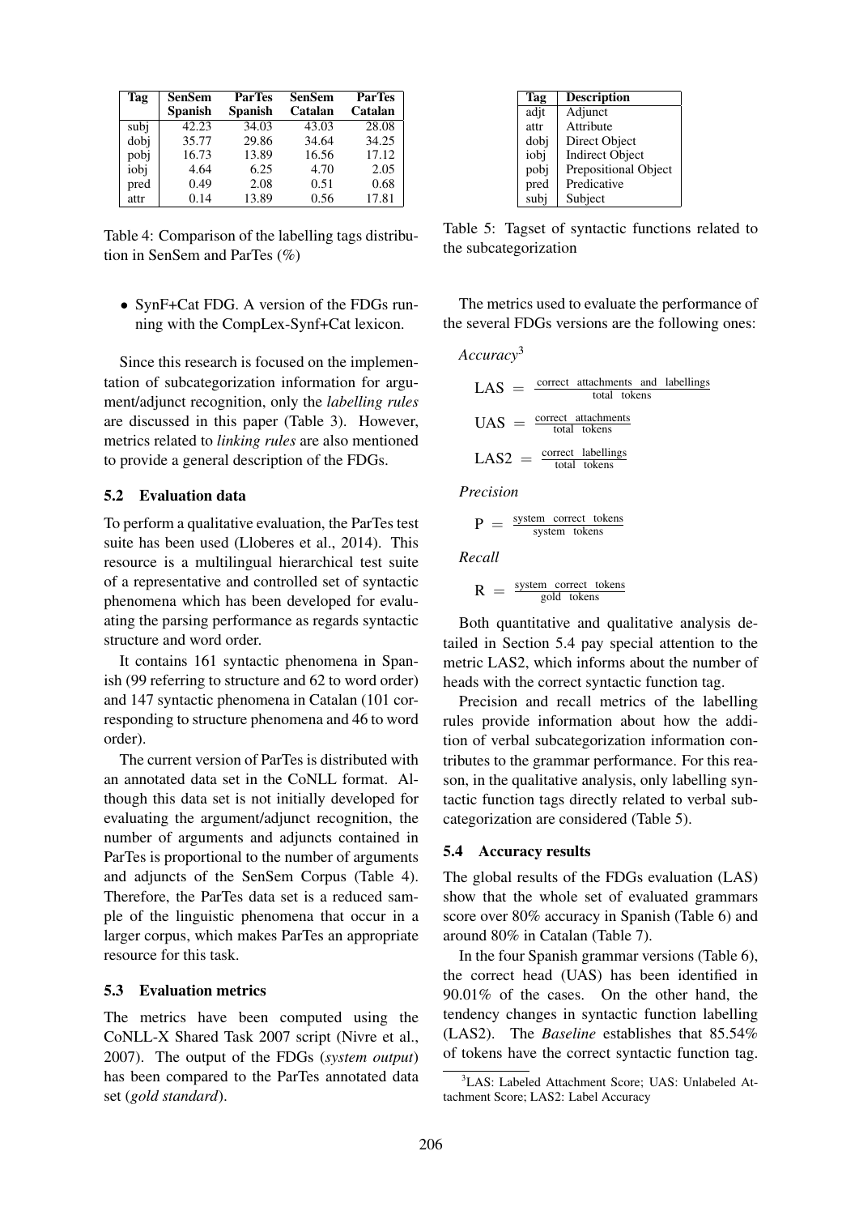| Tag | SenSem Spanish | ParTes Spanish | SenSem Catalan | ParTes Catalan |
|---|---|---|---|---|
| subj | 42.23 | 34.03 | 43.03 | 28.08 |
| dobj | 35.77 | 29.86 | 34.64 | 34.25 |
| pobj | 16.73 | 13.89 | 16.56 | 17.12 |
| iobj | 4.64 | 6.25 | 4.70 | 2.05 |
| pred | 0.49 | 2.08 | 0.51 | 0.68 |
| attr | 0.14 | 13.89 | 0.56 | 17.81 |

Table 4: Comparison of the labelling tags distribution in SenSem and ParTes (%)

- SynF+Cat FDG. A version of the FDGs running with the CompLex-Synf+Cat lexicon.

Since this research is focused on the implementation of subcategorization information for argument/adjunct recognition, only the *labelling rules* are discussed in this paper (Table 3). However, metrics related to *linking rules* are also mentioned to provide a general description of the FDGs.

### 5.2 Evaluation data

To perform a qualitative evaluation, the ParTes test suite has been used (Lloberes et al., 2014). This resource is a multilingual hierarchical test suite of a representative and controlled set of syntactic phenomena which has been developed for evaluating the parsing performance as regards syntactic structure and word order.

It contains 161 syntactic phenomena in Spanish (99 referring to structure and 62 to word order) and 147 syntactic phenomena in Catalan (101 corresponding to structure phenomena and 46 to word order).

The current version of ParTes is distributed with an annotated data set in the CoNLL format. Although this data set is not initially developed for evaluating the argument/adjunct recognition, the number of arguments and adjuncts contained in ParTes is proportional to the number of arguments and adjuncts of the SenSem Corpus (Table 4). Therefore, the ParTes data set is a reduced sample of the linguistic phenomena that occur in a larger corpus, which makes ParTes an appropriate resource for this task.

### 5.3 Evaluation metrics

The metrics have been computed using the CoNLL-X Shared Task 2007 script (Nivre et al., 2007). The output of the FDGs (*system output*) has been compared to the ParTes annotated data set (*gold standard*).

| Tag | Description |
|---|---|
| adjt | Adjunct |
| attr | Attribute |
| dobj | Direct Object |
| iobj | Indirect Object |
| pobj | Prepositional Object |
| pred | Predicative |
| subj | Subject |

Table 5: Tagset of syntactic functions related to the subcategorization

The metrics used to evaluate the performance of the several FDGs versions are the following ones:

*Accuracy*[3]

$$\text{LAS} = \frac{\text{correct attachments and labellings}}{\text{total tokens}}$$

$$\text{UAS} = \frac{\text{correct attachments}}{\text{total tokens}}$$

$$\text{LAS2} = \frac{\text{correct labellings}}{\text{total tokens}}$$

*Precision*

$$\text{P} = \frac{\text{system correct tokens}}{\text{system tokens}}$$

*Recall*

$$\text{R} = \frac{\text{system correct tokens}}{\text{gold tokens}}$$

Both quantitative and qualitative analysis detailed in Section 5.4 pay special attention to the metric LAS2, which informs about the number of heads with the correct syntactic function tag.

Precision and recall metrics of the labelling rules provide information about how the addition of verbal subcategorization information contributes to the grammar performance. For this reason, in the qualitative analysis, only labelling syntactic function tags directly related to verbal subcategorization are considered (Table 5).

### 5.4 Accuracy results

The global results of the FDGs evaluation (LAS) show that the whole set of evaluated grammars score over 80% accuracy in Spanish (Table 6) and around 80% in Catalan (Table 7).

In the four Spanish grammar versions (Table 6), the correct head (UAS) has been identified in 90.01% of the cases. On the other hand, the tendency changes in syntactic function labelling (LAS2). The *Baseline* establishes that 85.54% of tokens have the correct syntactic function tag.

[3] LAS: Labeled Attachment Score; UAS: Unlabeled Attachment Score; LAS2: Label Accuracy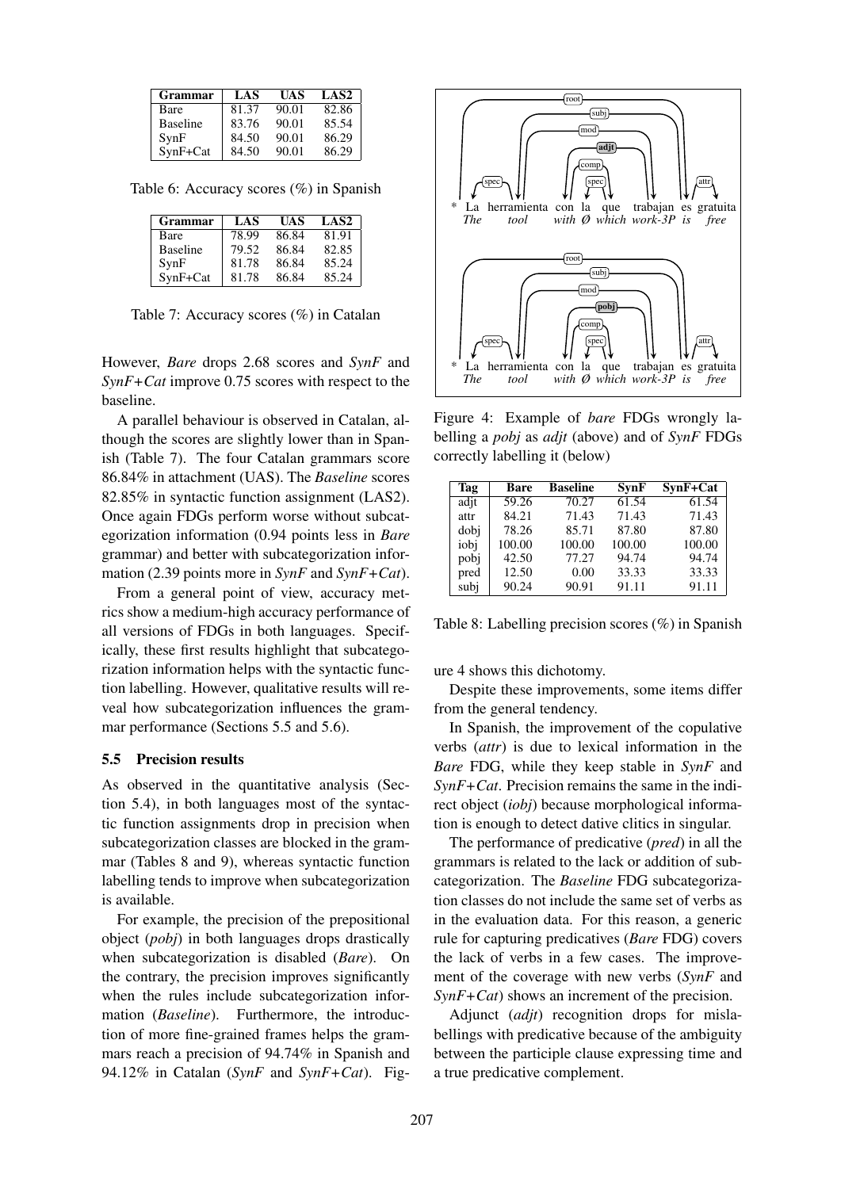| Grammar | LAS | UAS | LAS2 |
|---|---|---|---|
| Bare | 81.37 | 90.01 | 82.86 |
| Baseline | 83.76 | 90.01 | 85.54 |
| SynF | 84.50 | 90.01 | 86.29 |
| SynF+Cat | 84.50 | 90.01 | 86.29 |

Table 6: Accuracy scores (%) in Spanish

| Grammar | LAS | UAS | LAS2 |
|---|---|---|---|
| Bare | 78.99 | 86.84 | 81.91 |
| Baseline | 79.52 | 86.84 | 82.85 |
| SynF | 81.78 | 86.84 | 85.24 |
| SynF+Cat | 81.78 | 86.84 | 85.24 |

Table 7: Accuracy scores (%) in Catalan

However, *Bare* drops 2.68 scores and *SynF* and *SynF+Cat* improve 0.75 scores with respect to the baseline.

A parallel behaviour is observed in Catalan, although the scores are slightly lower than in Spanish (Table 7). The four Catalan grammars score 86.84% in attachment (UAS). The *Baseline* scores 82.85% in syntactic function assignment (LAS2). Once again FDGs perform worse without subcategorization information (0.94 points less in *Bare* grammar) and better with subcategorization information (2.39 points more in *SynF* and *SynF+Cat*).

From a general point of view, accuracy metrics show a medium-high accuracy performance of all versions of FDGs in both languages. Specifically, these first results highlight that subcategorization information helps with the syntactic function labelling. However, qualitative results will reveal how subcategorization influences the grammar performance (Sections 5.5 and 5.6).

### 5.5 Precision results

As observed in the quantitative analysis (Section 5.4), in both languages most of the syntactic function assignments drop in precision when subcategorization classes are blocked in the grammar (Tables 8 and 9), whereas syntactic function labelling tends to improve when subcategorization is available.

For example, the precision of the prepositional object (*pobj*) in both languages drops drastically when subcategorization is disabled (*Bare*). On the contrary, the precision improves significantly when the rules include subcategorization information (*Baseline*). Furthermore, the introduction of more fine-grained frames helps the grammars reach a precision of 94.74% in Spanish and 94.12% in Catalan (*SynF* and *SynF+Cat*). Figure 4 shows this dichotomy.

Figure 4: Example of *bare* FDGs wrongly labelling a *pobj* as *adjt* (above) and of *SynF* FDGs correctly labelling it (below)

| Tag | Bare | Baseline | SynF | SynF+Cat |
|---|---|---|---|---|
| adjt | 59.26 | 70.27 | 61.54 | 61.54 |
| attr | 84.21 | 71.43 | 71.43 | 71.43 |
| dobj | 78.26 | 85.71 | 87.80 | 87.80 |
| iobj | 100.00 | 100.00 | 100.00 | 100.00 |
| pobj | 42.50 | 77.27 | 94.74 | 94.74 |
| pred | 12.50 | 0.00 | 33.33 | 33.33 |
| subj | 90.24 | 90.91 | 91.11 | 91.11 |

Table 8: Labelling precision scores (%) in Spanish

Despite these improvements, some items differ from the general tendency.

In Spanish, the improvement of the copulative verbs (*attr*) is due to lexical information in the *Bare* FDG, while they keep stable in *SynF* and *SynF+Cat*. Precision remains the same in the indirect object (*iobj*) because morphological information is enough to detect dative clitics in singular.

The performance of predicative (*pred*) in all the grammars is related to the lack or addition of subcategorization. The *Baseline* FDG subcategorization classes do not include the same set of verbs as in the evaluation data. For this reason, a generic rule for capturing predicatives (*Bare* FDG) covers the lack of verbs in a few cases. The improvement of the coverage with new verbs (*SynF* and *SynF+Cat*) shows an increment of the precision.

Adjunct (*adjt*) recognition drops for mislabellings with predicative because of the ambiguity between the participle clause expressing time and a true predicative complement.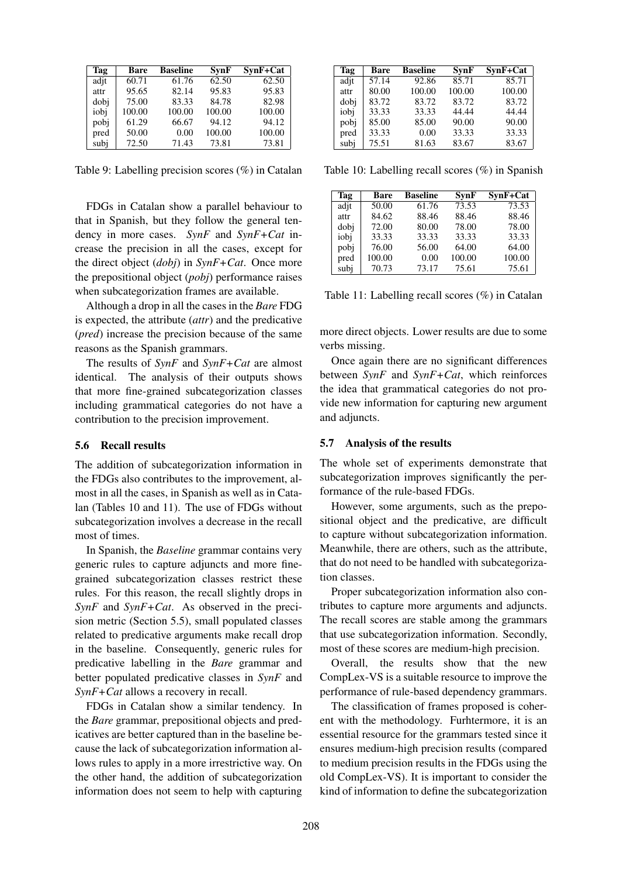| Tag | Bare | Baseline | SynF | SynF+Cat |
|---|---|---|---|---|
| adjt | 60.71 | 61.76 | 62.50 | 62.50 |
| attr | 95.65 | 82.14 | 95.83 | 95.83 |
| dobj | 75.00 | 83.33 | 84.78 | 82.98 |
| iobj | 100.00 | 100.00 | 100.00 | 100.00 |
| pobj | 61.29 | 66.67 | 94.12 | 94.12 |
| pred | 50.00 | 0.00 | 100.00 | 100.00 |
| subj | 72.50 | 71.43 | 73.81 | 73.81 |

Table 9: Labelling precision scores (%) in Catalan

FDGs in Catalan show a parallel behaviour to that in Spanish, but they follow the general tendency in more cases. *SynF* and *SynF+Cat* increase the precision in all the cases, except for the direct object (*dobj*) in *SynF+Cat*. Once more the prepositional object (*pobj*) performance raises when subcategorization frames are available.

Although a drop in all the cases in the *Bare* FDG is expected, the attribute (*attr*) and the predicative (*pred*) increase the precision because of the same reasons as the Spanish grammars.

The results of *SynF* and *SynF+Cat* are almost identical. The analysis of their outputs shows that more fine-grained subcategorization classes including grammatical categories do not have a contribution to the precision improvement.

### 5.6 Recall results

The addition of subcategorization information in the FDGs also contributes to the improvement, almost in all the cases, in Spanish as well as in Catalan (Tables 10 and 11). The use of FDGs without subcategorization involves a decrease in the recall most of times.

In Spanish, the *Baseline* grammar contains very generic rules to capture adjuncts and more fine-grained subcategorization classes restrict these rules. For this reason, the recall slightly drops in *SynF* and *SynF+Cat*. As observed in the precision metric (Section 5.5), small populated classes related to predicative arguments make recall drop in the baseline. Consequently, generic rules for predicative labelling in the *Bare* grammar and better populated predicative classes in *SynF* and *SynF+Cat* allows a recovery in recall.

FDGs in Catalan show a similar tendency. In the *Bare* grammar, prepositional objects and predicatives are better captured than in the baseline because the lack of subcategorization information allows rules to apply in a more irrestrictive way. On the other hand, the addition of subcategorization information does not seem to help with capturing

| Tag | Bare | Baseline | SynF | SynF+Cat |
|---|---|---|---|---|
| adjt | 57.14 | 92.86 | 85.71 | 85.71 |
| attr | 80.00 | 100.00 | 100.00 | 100.00 |
| dobj | 83.72 | 83.72 | 83.72 | 83.72 |
| iobj | 33.33 | 33.33 | 44.44 | 44.44 |
| pobj | 85.00 | 85.00 | 90.00 | 90.00 |
| pred | 33.33 | 0.00 | 33.33 | 33.33 |
| subj | 75.51 | 81.63 | 83.67 | 83.67 |

Table 10: Labelling recall scores (%) in Spanish

| Tag | Bare | Baseline | SynF | SynF+Cat |
|---|---|---|---|---|
| adjt | 50.00 | 61.76 | 73.53 | 73.53 |
| attr | 84.62 | 88.46 | 88.46 | 88.46 |
| dobj | 72.00 | 80.00 | 78.00 | 78.00 |
| iobj | 33.33 | 33.33 | 33.33 | 33.33 |
| pobj | 76.00 | 56.00 | 64.00 | 64.00 |
| pred | 100.00 | 0.00 | 100.00 | 100.00 |
| subj | 70.73 | 73.17 | 75.61 | 75.61 |

Table 11: Labelling recall scores (%) in Catalan

more direct objects. Lower results are due to some verbs missing.

Once again there are no significant differences between *SynF* and *SynF+Cat*, which reinforces the idea that grammatical categories do not provide new information for capturing new argument and adjuncts.

### 5.7 Analysis of the results

The whole set of experiments demonstrate that subcategorization improves significantly the performance of the rule-based FDGs.

However, some arguments, such as the prepositional object and the predicative, are difficult to capture without subcategorization information. Meanwhile, there are others, such as the attribute, that do not need to be handled with subcategorization classes.

Proper subcategorization information also contributes to capture more arguments and adjuncts. The recall scores are stable among the grammars that use subcategorization information. Secondly, most of these scores are medium-high precision.

Overall, the results show that the new CompLex-VS is a suitable resource to improve the performance of rule-based dependency grammars.

The classification of frames proposed is coherent with the methodology. Furhtermore, it is an essential resource for the grammars tested since it ensures medium-high precision results (compared to medium precision results in the FDGs using the old CompLex-VS). It is important to consider the kind of information to define the subcategorization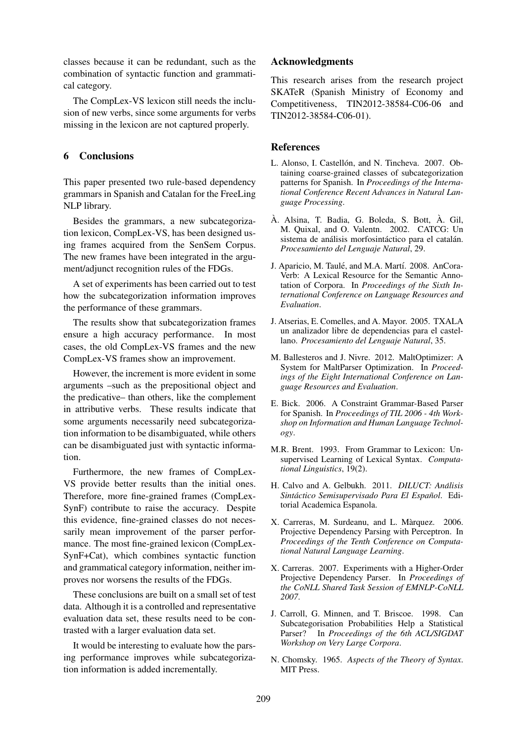classes because it can be redundant, such as the combination of syntactic function and grammatical category.

The CompLex-VS lexicon still needs the inclusion of new verbs, since some arguments for verbs missing in the lexicon are not captured properly.

## 6 Conclusions

This paper presented two rule-based dependency grammars in Spanish and Catalan for the FreeLing NLP library.

Besides the grammars, a new subcategorization lexicon, CompLex-VS, has been designed using frames acquired from the SenSem Corpus. The new frames have been integrated in the argument/adjunct recognition rules of the FDGs.

A set of experiments has been carried out to test how the subcategorization information improves the performance of these grammars.

The results show that subcategorization frames ensure a high accuracy performance. In most cases, the old CompLex-VS frames and the new CompLex-VS frames show an improvement.

However, the increment is more evident in some arguments –such as the prepositional object and the predicative– than others, like the complement in attributive verbs. These results indicate that some arguments necessarily need subcategorization information to be disambiguated, while others can be disambiguated just with syntactic information.

Furthermore, the new frames of CompLex-VS provide better results than the initial ones. Therefore, more fine-grained frames (CompLex-SynF) contribute to raise the accuracy. Despite this evidence, fine-grained classes do not necessarily mean improvement of the parser performance. The most fine-grained lexicon (CompLex-SynF+Cat), which combines syntactic function and grammatical category information, neither improves nor worsens the results of the FDGs.

These conclusions are built on a small set of test data. Although it is a controlled and representative evaluation data set, these results need to be contrasted with a larger evaluation data set.

It would be interesting to evaluate how the parsing performance improves while subcategorization information is added incrementally.

## Acknowledgments

This research arises from the research project SKATeR (Spanish Ministry of Economy and Competitiveness, TIN2012-38584-C06-06 and TIN2012-38584-C06-01).

## References

L. Alonso, I. Castellón, and N. Tincheva. 2007. Obtaining coarse-grained classes of subcategorization patterns for Spanish. In *Proceedings of the International Conference Recent Advances in Natural Language Processing*.

À. Alsina, T. Badia, G. Boleda, S. Bott, À. Gil, M. Quixal, and O. Valentn. 2002. CATCG: Un sistema de análisis morfosintáctico para el catalán. *Procesamiento del Lenguaje Natural*, 29.

J. Aparicio, M. Taulé, and M.A. Martí. 2008. AnCora-Verb: A Lexical Resource for the Semantic Annotation of Corpora. In *Proceedings of the Sixth International Conference on Language Resources and Evaluation*.

J. Atserias, E. Comelles, and A. Mayor. 2005. TXALA un analizador libre de dependencias para el castellano. *Procesamiento del Lenguaje Natural*, 35.

M. Ballesteros and J. Nivre. 2012. MaltOptimizer: A System for MaltParser Optimization. In *Proceedings of the Eight International Conference on Language Resources and Evaluation*.

E. Bick. 2006. A Constraint Grammar-Based Parser for Spanish. In *Proceedings of TIL 2006 - 4th Workshop on Information and Human Language Technology*.

M.R. Brent. 1993. From Grammar to Lexicon: Unsupervised Learning of Lexical Syntax. *Computational Linguistics*, 19(2).

H. Calvo and A. Gelbukh. 2011. *DILUCT: Análisis Sintáctico Semisupervisado Para El Español*. Editorial Academica Espanola.

X. Carreras, M. Surdeanu, and L. Màrquez. 2006. Projective Dependency Parsing with Perceptron. In *Proceedings of the Tenth Conference on Computational Natural Language Learning*.

X. Carreras. 2007. Experiments with a Higher-Order Projective Dependency Parser. In *Proceedings of the CoNLL Shared Task Session of EMNLP-CoNLL 2007*.

J. Carroll, G. Minnen, and T. Briscoe. 1998. Can Subcategorisation Probabilities Help a Statistical Parser? In *Proceedings of the 6th ACL/SIGDAT Workshop on Very Large Corpora*.

N. Chomsky. 1965. *Aspects of the Theory of Syntax*. MIT Press.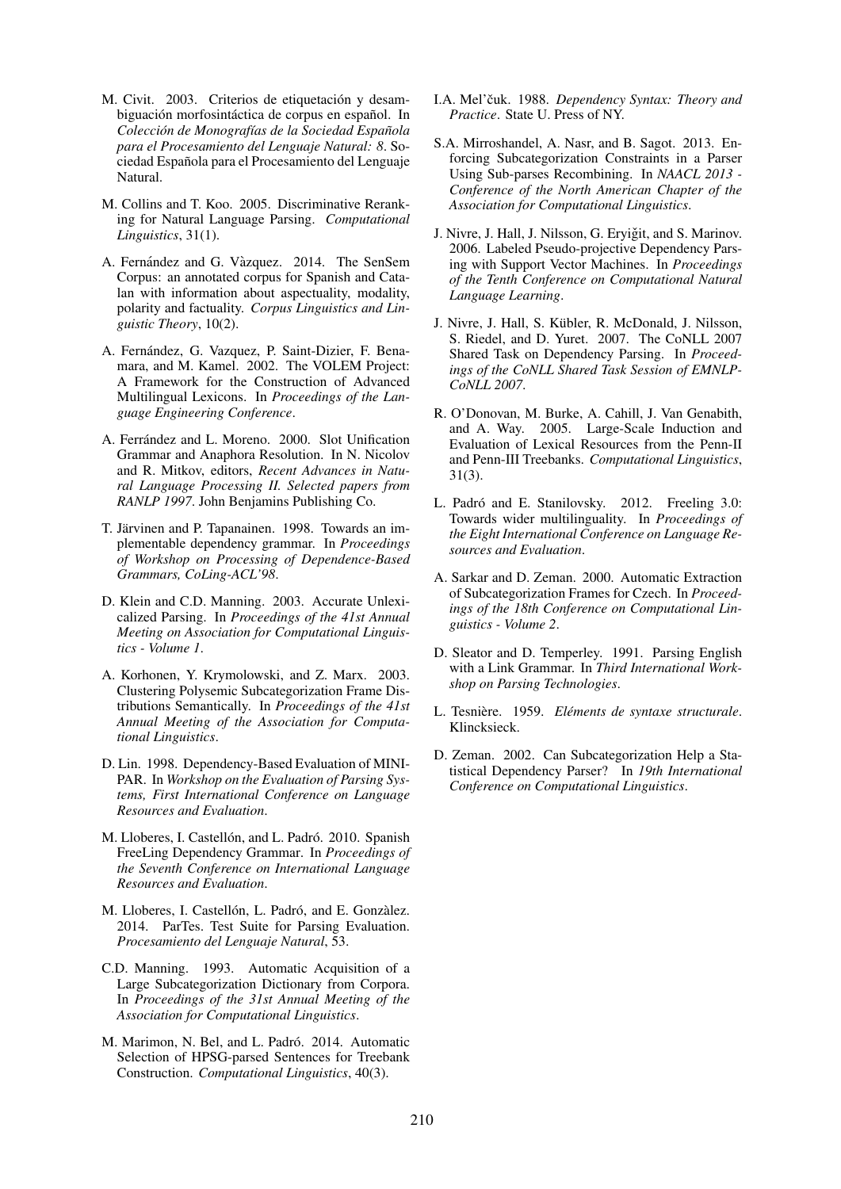M. Civit. 2003. Criterios de etiquetación y desambiguación morfosintáctica de corpus en español. In *Colección de Monografías de la Sociedad Española para el Procesamiento del Lenguaje Natural: 8*. Sociedad Española para el Procesamiento del Lenguaje Natural.

M. Collins and T. Koo. 2005. Discriminative Reranking for Natural Language Parsing. *Computational Linguistics*, 31(1).

A. Fernández and G. Vàzquez. 2014. The SenSem Corpus: an annotated corpus for Spanish and Catalan with information about aspectuality, modality, polarity and factuality. *Corpus Linguistics and Linguistic Theory*, 10(2).

A. Fernández, G. Vazquez, P. Saint-Dizier, F. Benamara, and M. Kamel. 2002. The VOLEM Project: A Framework for the Construction of Advanced Multilingual Lexicons. In *Proceedings of the Language Engineering Conference*.

A. Ferrández and L. Moreno. 2000. Slot Unification Grammar and Anaphora Resolution. In N. Nicolov and R. Mitkov, editors, *Recent Advances in Natural Language Processing II. Selected papers from RANLP 1997*. John Benjamins Publishing Co.

T. Järvinen and P. Tapanainen. 1998. Towards an implementable dependency grammar. In *Proceedings of Workshop on Processing of Dependence-Based Grammars, CoLing-ACL'98*.

D. Klein and C.D. Manning. 2003. Accurate Unlexicalized Parsing. In *Proceedings of the 41st Annual Meeting on Association for Computational Linguistics - Volume 1*.

A. Korhonen, Y. Krymolowski, and Z. Marx. 2003. Clustering Polysemic Subcategorization Frame Distributions Semantically. In *Proceedings of the 41st Annual Meeting of the Association for Computational Linguistics*.

D. Lin. 1998. Dependency-Based Evaluation of MINIPAR. In *Workshop on the Evaluation of Parsing Systems, First International Conference on Language Resources and Evaluation*.

M. Lloberes, I. Castellón, and L. Padró. 2010. Spanish FreeLing Dependency Grammar. In *Proceedings of the Seventh Conference on International Language Resources and Evaluation*.

M. Lloberes, I. Castellón, L. Padró, and E. Gonzàlez. 2014. ParTes. Test Suite for Parsing Evaluation. *Procesamiento del Lenguaje Natural*, 53.

C.D. Manning. 1993. Automatic Acquisition of a Large Subcategorization Dictionary from Corpora. In *Proceedings of the 31st Annual Meeting of the Association for Computational Linguistics*.

M. Marimon, N. Bel, and L. Padró. 2014. Automatic Selection of HPSG-parsed Sentences for Treebank Construction. *Computational Linguistics*, 40(3).

I.A. Mel'čuk. 1988. *Dependency Syntax: Theory and Practice*. State U. Press of NY.

S.A. Mirroshandel, A. Nasr, and B. Sagot. 2013. Enforcing Subcategorization Constraints in a Parser Using Sub-parses Recombining. In *NAACL 2013 - Conference of the North American Chapter of the Association for Computational Linguistics*.

J. Nivre, J. Hall, J. Nilsson, G. Eryiğit, and S. Marinov. 2006. Labeled Pseudo-projective Dependency Parsing with Support Vector Machines. In *Proceedings of the Tenth Conference on Computational Natural Language Learning*.

J. Nivre, J. Hall, S. Kübler, R. McDonald, J. Nilsson, S. Riedel, and D. Yuret. 2007. The CoNLL 2007 Shared Task on Dependency Parsing. In *Proceedings of the CoNLL Shared Task Session of EMNLP-CoNLL 2007*.

R. O'Donovan, M. Burke, A. Cahill, J. Van Genabith, and A. Way. 2005. Large-Scale Induction and Evaluation of Lexical Resources from the Penn-II and Penn-III Treebanks. *Computational Linguistics*, 31(3).

L. Padró and E. Stanilovsky. 2012. Freeling 3.0: Towards wider multilinguality. In *Proceedings of the Eight International Conference on Language Resources and Evaluation*.

A. Sarkar and D. Zeman. 2000. Automatic Extraction of Subcategorization Frames for Czech. In *Proceedings of the 18th Conference on Computational Linguistics - Volume 2*.

D. Sleator and D. Temperley. 1991. Parsing English with a Link Grammar. In *Third International Workshop on Parsing Technologies*.

L. Tesnière. 1959. *Eléments de syntaxe structurale*. Klincksieck.

D. Zeman. 2002. Can Subcategorization Help a Statistical Dependency Parser? In *19th International Conference on Computational Linguistics*.